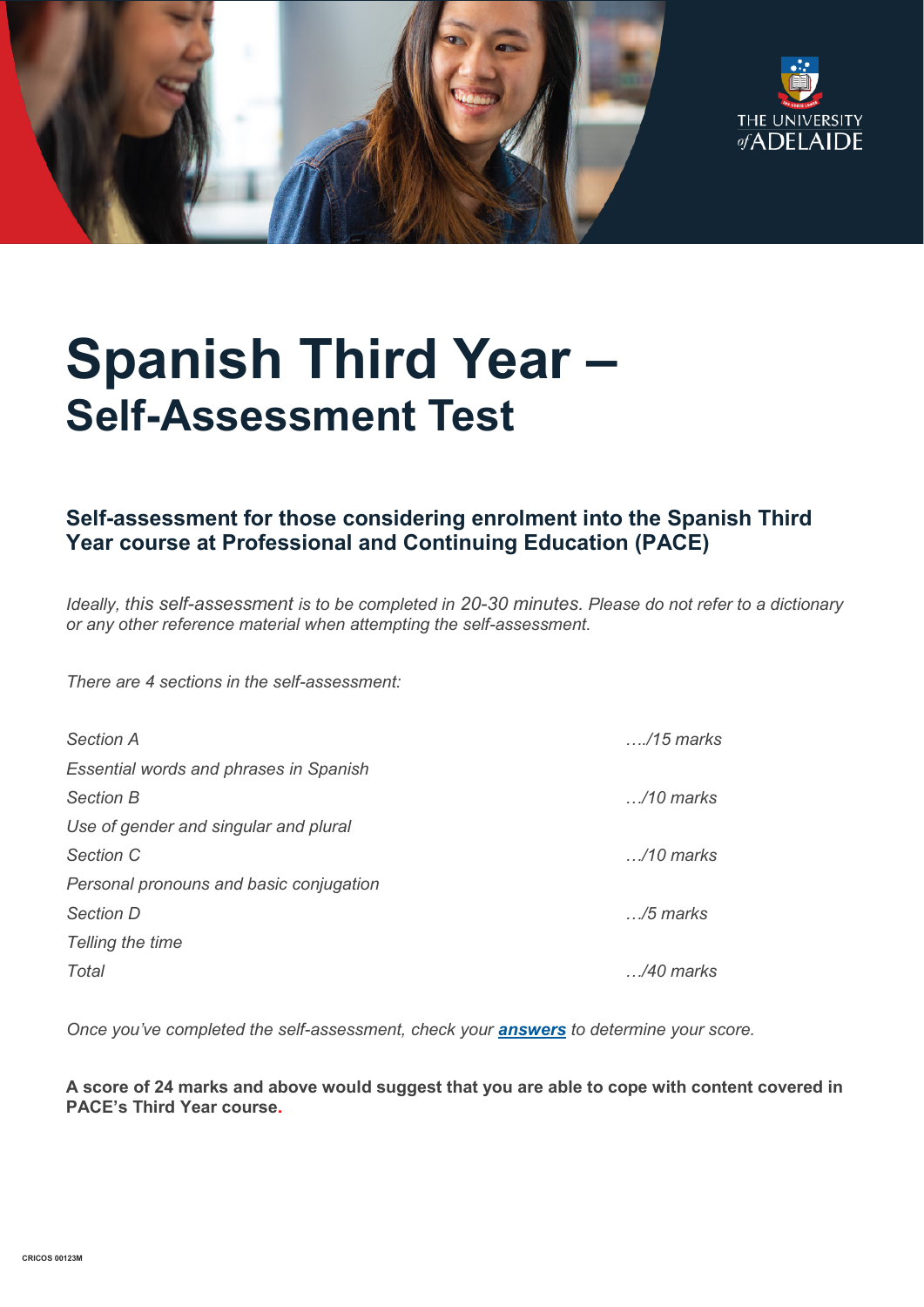# Spanish Third Year –
## Self-Assessment Test

### Self-assessment for those considering enrolment into the Spanish Third Year course at Professional and Continuing Education (PACE)

*Ideally, this self-assessment is to be completed in 20-30 minutes. Please do not refer to a dictionary or any other reference material when attempting the self-assessment.*

*There are 4 sections in the self-assessment:*

| | |
|---|---|
| *Section A* | *…./15 marks* |
| *Essential words and phrases in Spanish* | |
| *Section B* | *…/10 marks* |
| *Use of gender and singular and plural* | |
| *Section C* | *…/10 marks* |
| *Personal pronouns and basic conjugation* | |
| *Section D* | *…/5 marks* |
| *Telling the time* | |
| *Total* | *…/40 marks* |

*Once you've completed the self-assessment, check your **answers** to determine your score.*

**A score of 24 marks and above would suggest that you are able to cope with content covered in PACE's Third Year course.**

CRICOS 00123M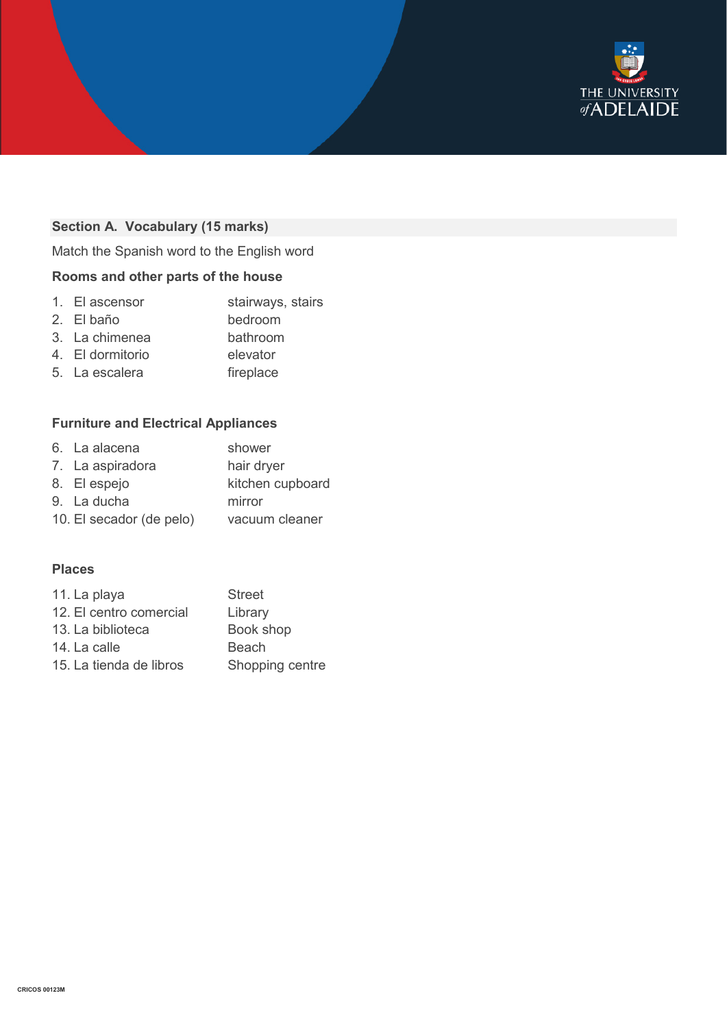## Section A. Vocabulary (15 marks)

Match the Spanish word to the English word

### Rooms and other parts of the house

| | |
|---|---|
| 1. El ascensor | stairways, stairs |
| 2. El baño | bedroom |
| 3. La chimenea | bathroom |
| 4. El dormitorio | elevator |
| 5. La escalera | fireplace |

### Furniture and Electrical Appliances

| | |
|---|---|
| 6. La alacena | shower |
| 7. La aspiradora | hair dryer |
| 8. El espejo | kitchen cupboard |
| 9. La ducha | mirror |
| 10. El secador (de pelo) | vacuum cleaner |

### Places

| | |
|---|---|
| 11. La playa | Street |
| 12. El centro comercial | Library |
| 13. La biblioteca | Book shop |
| 14. La calle | Beach |
| 15. La tienda de libros | Shopping centre |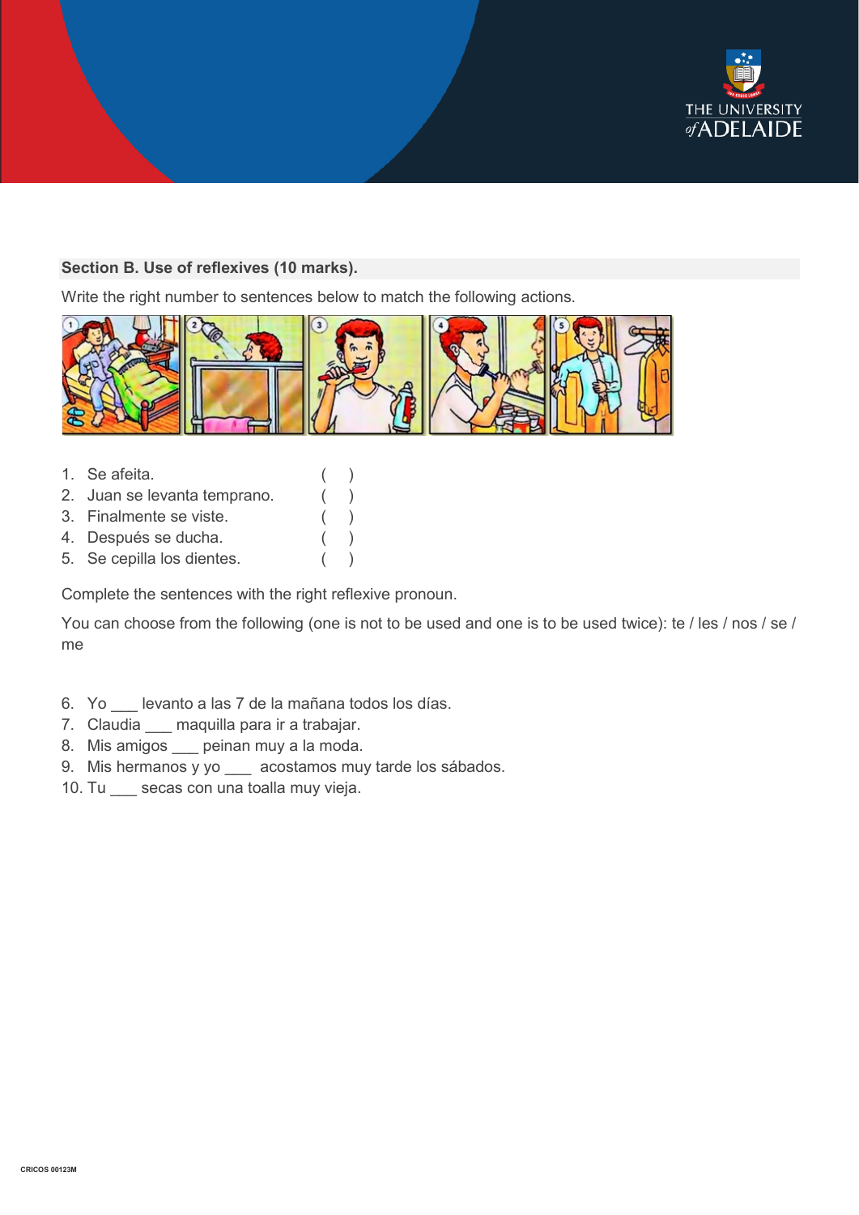## Section B. Use of reflexives (10 marks).

Write the right number to sentences below to match the following actions.

1. Se afeita. ( )
2. Juan se levanta temprano. ( )
3. Finalmente se viste. ( )
4. Después se ducha. ( )
5. Se cepilla los dientes. ( )

Complete the sentences with the right reflexive pronoun.

You can choose from the following (one is not to be used and one is to be used twice): te / les / nos / se / me

6. Yo ___ levanto a las 7 de la mañana todos los días.
7. Claudia ___ maquilla para ir a trabajar.
8. Mis amigos ___ peinan muy a la moda.
9. Mis hermanos y yo ___ acostamos muy tarde los sábados.
10. Tu ___ secas con una toalla muy vieja.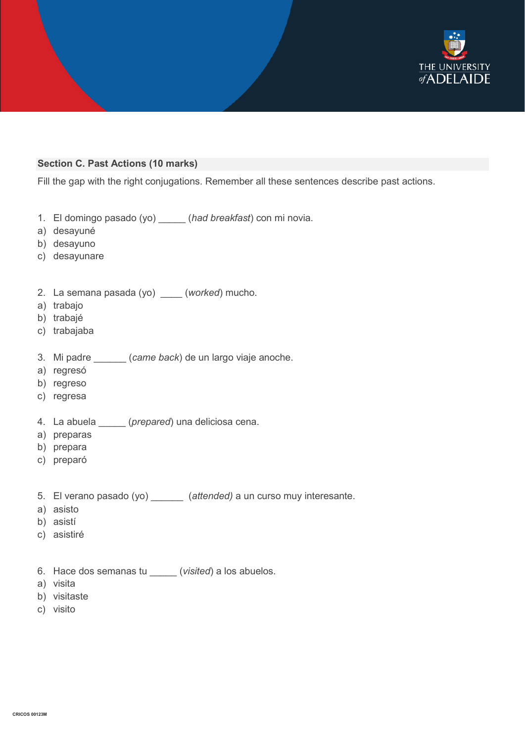## Section C. Past Actions (10 marks)

Fill the gap with the right conjugations. Remember all these sentences describe past actions.

1. El domingo pasado (yo) _____ (*had breakfast*) con mi novia.
   a) desayuné
   b) desayuno
   c) desayunare

2. La semana pasada (yo) ____ (*worked*) mucho.
   a) trabajo
   b) trabajé
   c) trabajaba

3. Mi padre ______ (*came back*) de un largo viaje anoche.
   a) regresó
   b) regreso
   c) regresa

4. La abuela _____ (*prepared*) una deliciosa cena.
   a) preparas
   b) prepara
   c) preparó

5. El verano pasado (yo) ______ (*attended)* a un curso muy interesante.
   a) asisto
   b) asistí
   c) asistiré

6. Hace dos semanas tu _____ (*visited*) a los abuelos.
   a) visita
   b) visitaste
   c) visito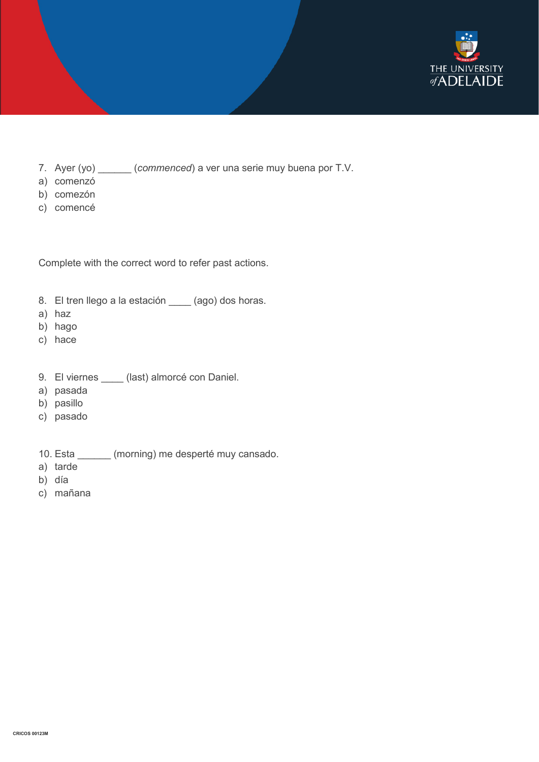7. Ayer (yo) ______ (*commenced*) a ver una serie muy buena por T.V.

a) comenzó
b) comezón
c) comencé

Complete with the correct word to refer past actions.

8. El tren llego a la estación ____ (ago) dos horas.

a) haz
b) hago
c) hace

9. El viernes ____ (last) almorcé con Daniel.

a) pasada
b) pasillo
c) pasado

10. Esta ______ (morning) me desperté muy cansado.

a) tarde
b) día
c) mañana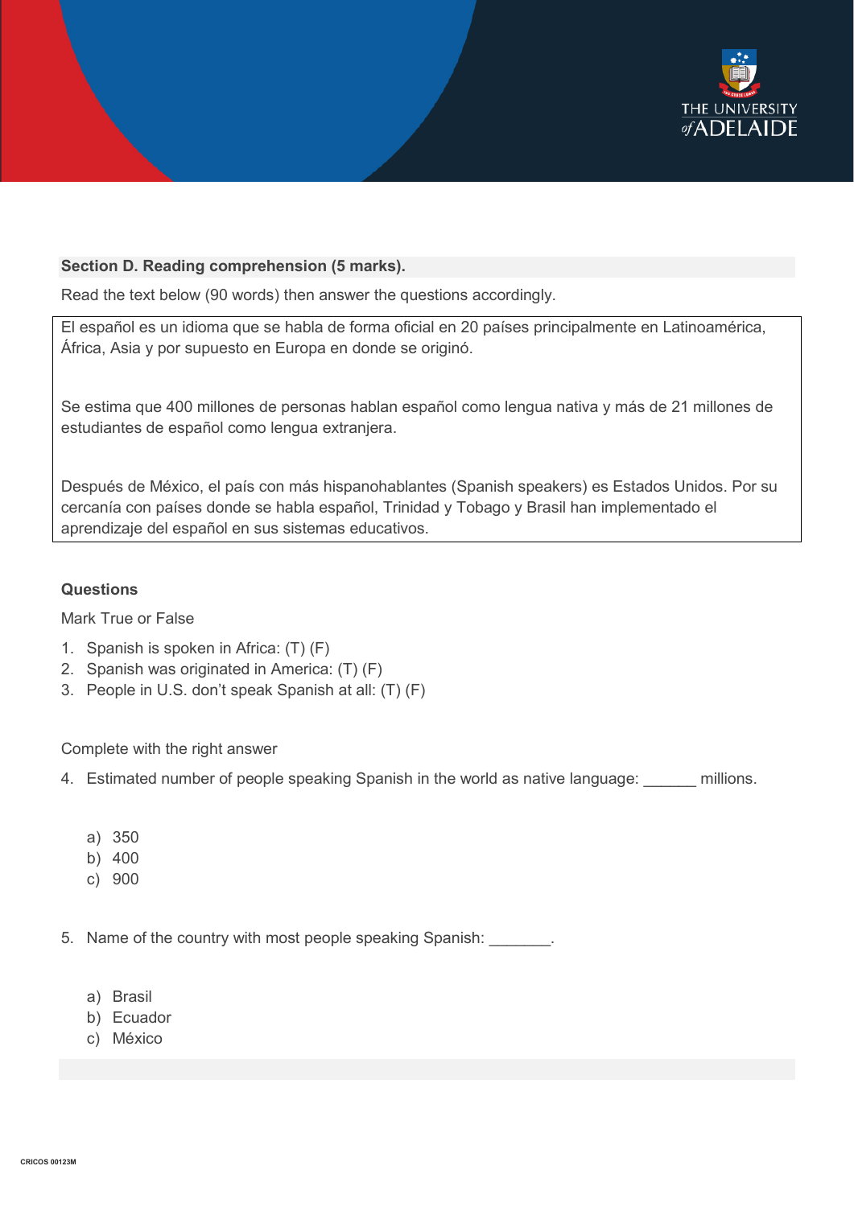## Section D. Reading comprehension (5 marks).

Read the text below (90 words) then answer the questions accordingly.

> El español es un idioma que se habla de forma oficial en 20 países principalmente en Latinoamérica, África, Asia y por supuesto en Europa en donde se originó.
>
> Se estima que 400 millones de personas hablan español como lengua nativa y más de 21 millones de estudiantes de español como lengua extranjera.
>
> Después de México, el país con más hispanohablantes (Spanish speakers) es Estados Unidos. Por su cercanía con países donde se habla español, Trinidad y Tobago y Brasil han implementado el aprendizaje del español en sus sistemas educativos.

### Questions

Mark True or False

1. Spanish is spoken in Africa: (T) (F)
2. Spanish was originated in America: (T) (F)
3. People in U.S. don't speak Spanish at all: (T) (F)

Complete with the right answer

4. Estimated number of people speaking Spanish in the world as native language: ______ millions.

   a) 350
   b) 400
   c) 900

5. Name of the country with most people speaking Spanish: _______.

   a) Brasil
   b) Ecuador
   c) México